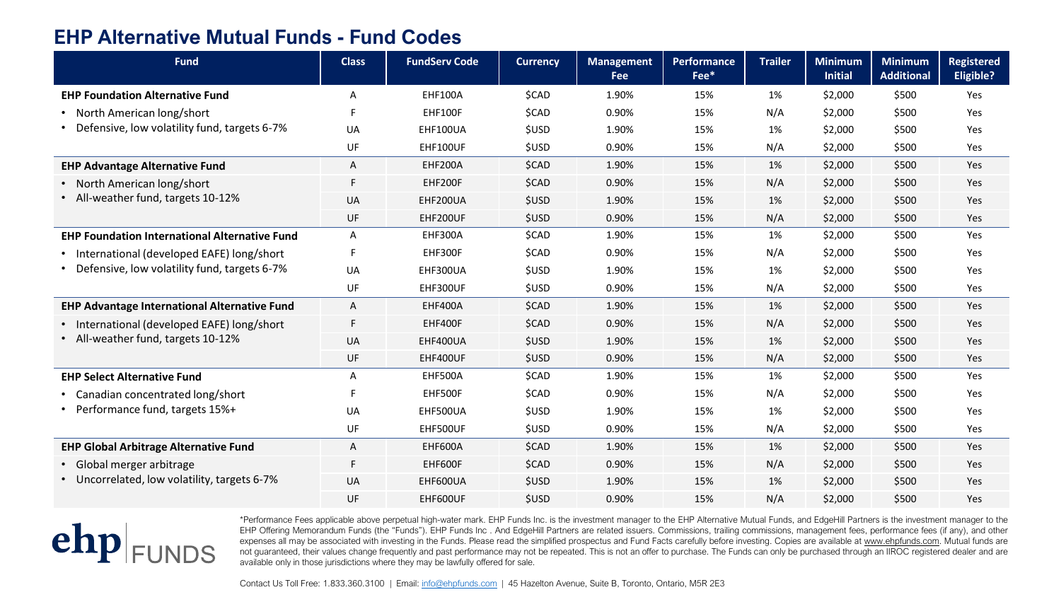# EHP Alternative Mutual Funds - Fund Codes

| Fund | Class | FundServ Code | Currency | Management Fee | Performance Fee* | Trailer | Minimum Initial | Minimum Additional | Registered Eligible? |
|---|---|---|---|---|---|---|---|---|---|
| **EHP Foundation Alternative Fund** | A | EHF100A | $CAD | 1.90% | 15% | 1% | $2,000 | $500 | Yes |
| • North American long/short | F | EHF100F | $CAD | 0.90% | 15% | N/A | $2,000 | $500 | Yes |
| • Defensive, low volatility fund, targets 6-7% | UA | EHF100UA | $USD | 1.90% | 15% | 1% | $2,000 | $500 | Yes |
| | UF | EHF100UF | $USD | 0.90% | 15% | N/A | $2,000 | $500 | Yes |
| **EHP Advantage Alternative Fund** | A | EHF200A | $CAD | 1.90% | 15% | 1% | $2,000 | $500 | Yes |
| • North American long/short | F | EHF200F | $CAD | 0.90% | 15% | N/A | $2,000 | $500 | Yes |
| • All-weather fund, targets 10-12% | UA | EHF200UA | $USD | 1.90% | 15% | 1% | $2,000 | $500 | Yes |
| | UF | EHF200UF | $USD | 0.90% | 15% | N/A | $2,000 | $500 | Yes |
| **EHP Foundation International Alternative Fund** | A | EHF300A | $CAD | 1.90% | 15% | 1% | $2,000 | $500 | Yes |
| • International (developed EAFE) long/short | F | EHF300F | $CAD | 0.90% | 15% | N/A | $2,000 | $500 | Yes |
| • Defensive, low volatility fund, targets 6-7% | UA | EHF300UA | $USD | 1.90% | 15% | 1% | $2,000 | $500 | Yes |
| | UF | EHF300UF | $USD | 0.90% | 15% | N/A | $2,000 | $500 | Yes |
| **EHP Advantage International Alternative Fund** | A | EHF400A | $CAD | 1.90% | 15% | 1% | $2,000 | $500 | Yes |
| • International (developed EAFE) long/short | F | EHF400F | $CAD | 0.90% | 15% | N/A | $2,000 | $500 | Yes |
| • All-weather fund, targets 10-12% | UA | EHF400UA | $USD | 1.90% | 15% | 1% | $2,000 | $500 | Yes |
| | UF | EHF400UF | $USD | 0.90% | 15% | N/A | $2,000 | $500 | Yes |
| **EHP Select Alternative Fund** | A | EHF500A | $CAD | 1.90% | 15% | 1% | $2,000 | $500 | Yes |
| • Canadian concentrated long/short | F | EHF500F | $CAD | 0.90% | 15% | N/A | $2,000 | $500 | Yes |
| • Performance fund, targets 15%+ | UA | EHF500UA | $USD | 1.90% | 15% | 1% | $2,000 | $500 | Yes |
| | UF | EHF500UF | $USD | 0.90% | 15% | N/A | $2,000 | $500 | Yes |
| **EHP Global Arbitrage Alternative Fund** | A | EHF600A | $CAD | 1.90% | 15% | 1% | $2,000 | $500 | Yes |
| • Global merger arbitrage | F | EHF600F | $CAD | 0.90% | 15% | N/A | $2,000 | $500 | Yes |
| • Uncorrelated, low volatility, targets 6-7% | UA | EHF600UA | $USD | 1.90% | 15% | 1% | $2,000 | $500 | Yes |
| | UF | EHF600UF | $USD | 0.90% | 15% | N/A | $2,000 | $500 | Yes |

ehp FUNDS

*Performance Fees applicable above perpetual high-water mark. EHP Funds Inc. is the investment manager to the EHP Alternative Mutual Funds, and EdgeHill Partners is the investment manager to the EHP Offering Memorandum Funds (the "Funds"). EHP Funds Inc . And EdgeHill Partners are related issuers. Commissions, trailing commissions, management fees, performance fees (if any), and other expenses all may be associated with investing in the Funds. Please read the simplified prospectus and Fund Facts carefully before investing. Copies are available at www.ehpfunds.com. Mutual funds are not guaranteed, their values change frequently and past performance may not be repeated. This is not an offer to purchase. The Funds can only be purchased through an IIROC registered dealer and are available only in those jurisdictions where they may be lawfully offered for sale.

Contact Us Toll Free: 1.833.360.3100 | Email: info@ehpfunds.com | 45 Hazelton Avenue, Suite B, Toronto, Ontario, M5R 2E3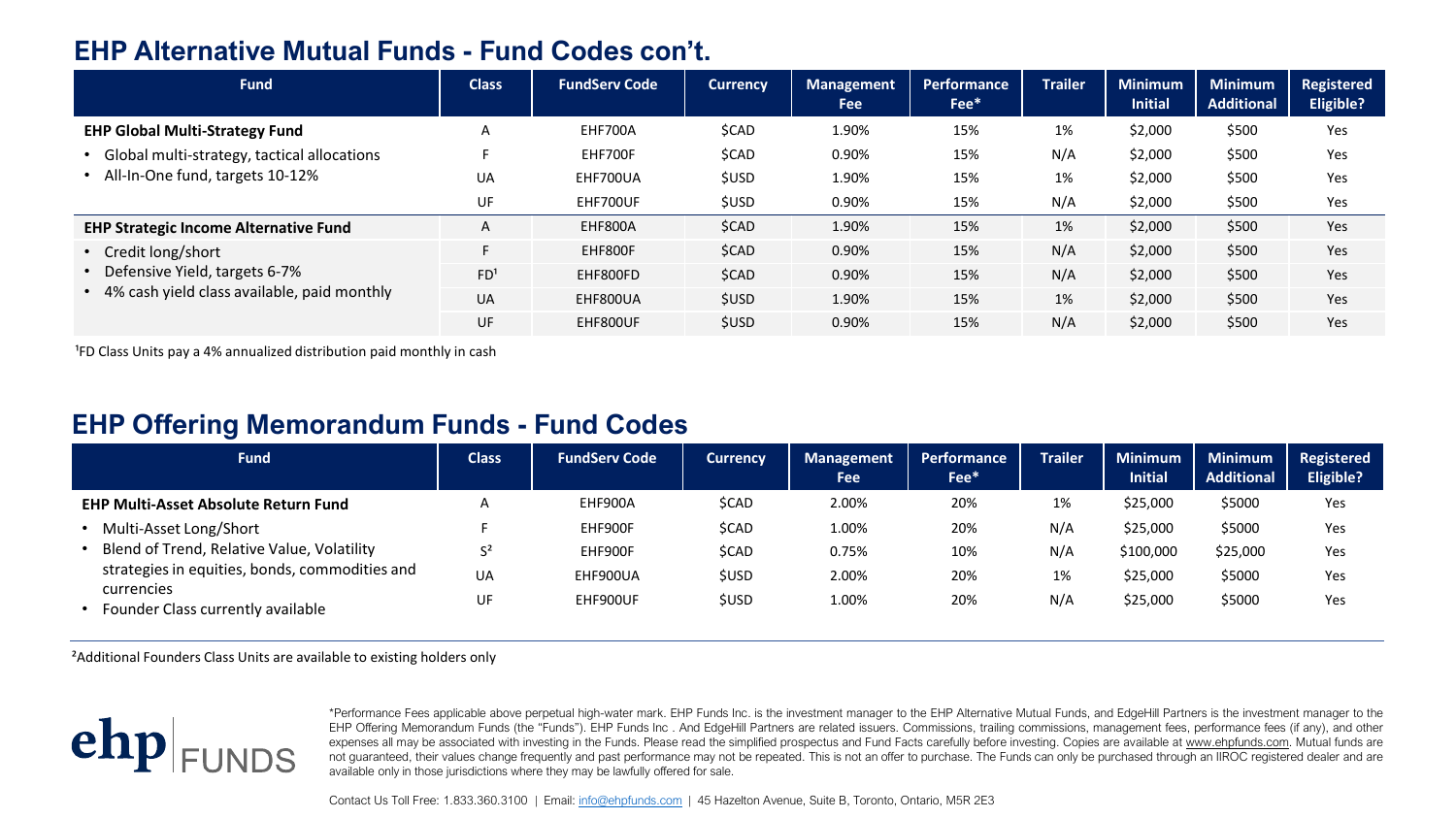## EHP Alternative Mutual Funds - Fund Codes con't.

| Fund | Class | FundServ Code | Currency | Management Fee | Performance Fee* | Trailer | Minimum Initial | Minimum Additional | Registered Eligible? |
|---|---|---|---|---|---|---|---|---|---|
| **EHP Global Multi-Strategy Fund** | A | EHF700A | $CAD | 1.90% | 15% | 1% | $2,000 | $500 | Yes |
| • Global multi-strategy, tactical allocations | F | EHF700F | $CAD | 0.90% | 15% | N/A | $2,000 | $500 | Yes |
| • All-In-One fund, targets 10-12% | UA | EHF700UA | $USD | 1.90% | 15% | 1% | $2,000 | $500 | Yes |
| | UF | EHF700UF | $USD | 0.90% | 15% | N/A | $2,000 | $500 | Yes |
| **EHP Strategic Income Alternative Fund** | A | EHF800A | $CAD | 1.90% | 15% | 1% | $2,000 | $500 | Yes |
| • Credit long/short | F | EHF800F | $CAD | 0.90% | 15% | N/A | $2,000 | $500 | Yes |
| • Defensive Yield, targets 6-7% | FD[1] | EHF800FD | $CAD | 0.90% | 15% | N/A | $2,000 | $500 | Yes |
| • 4% cash yield class available, paid monthly | UA | EHF800UA | $USD | 1.90% | 15% | 1% | $2,000 | $500 | Yes |
| | UF | EHF800UF | $USD | 0.90% | 15% | N/A | $2,000 | $500 | Yes |

[1]FD Class Units pay a 4% annualized distribution paid monthly in cash

## EHP Offering Memorandum Funds - Fund Codes

| Fund | Class | FundServ Code | Currency | Management Fee | Performance Fee* | Trailer | Minimum Initial | Minimum Additional | Registered Eligible? |
|---|---|---|---|---|---|---|---|---|---|
| **EHP Multi-Asset Absolute Return Fund** | A | EHF900A | $CAD | 2.00% | 20% | 1% | $25,000 | $5000 | Yes |
| • Multi-Asset Long/Short | F | EHF900F | $CAD | 1.00% | 20% | N/A | $25,000 | $5000 | Yes |
| • Blend of Trend, Relative Value, Volatility strategies in equities, bonds, commodities and currencies | S[2] | EHF900F | $CAD | 0.75% | 10% | N/A | $100,000 | $25,000 | Yes |
| • Founder Class currently available | UA | EHF900UA | $USD | 2.00% | 20% | 1% | $25,000 | $5000 | Yes |
| | UF | EHF900UF | $USD | 1.00% | 20% | N/A | $25,000 | $5000 | Yes |

[2]Additional Founders Class Units are available to existing holders only

ehp FUNDS

*Performance Fees applicable above perpetual high-water mark. EHP Funds Inc. is the investment manager to the EHP Alternative Mutual Funds, and EdgeHill Partners is the investment manager to the EHP Offering Memorandum Funds (the "Funds"). EHP Funds Inc . And EdgeHill Partners are related issuers. Commissions, trailing commissions, management fees, performance fees (if any), and other expenses all may be associated with investing in the Funds. Please read the simplified prospectus and Fund Facts carefully before investing. Copies are available at www.ehpfunds.com. Mutual funds are not guaranteed, their values change frequently and past performance may not be repeated. This is not an offer to purchase. The Funds can only be purchased through an IIROC registered dealer and are available only in those jurisdictions where they may be lawfully offered for sale.

Contact Us Toll Free: 1.833.360.3100 | Email: info@ehpfunds.com | 45 Hazelton Avenue, Suite B, Toronto, Ontario, M5R 2E3